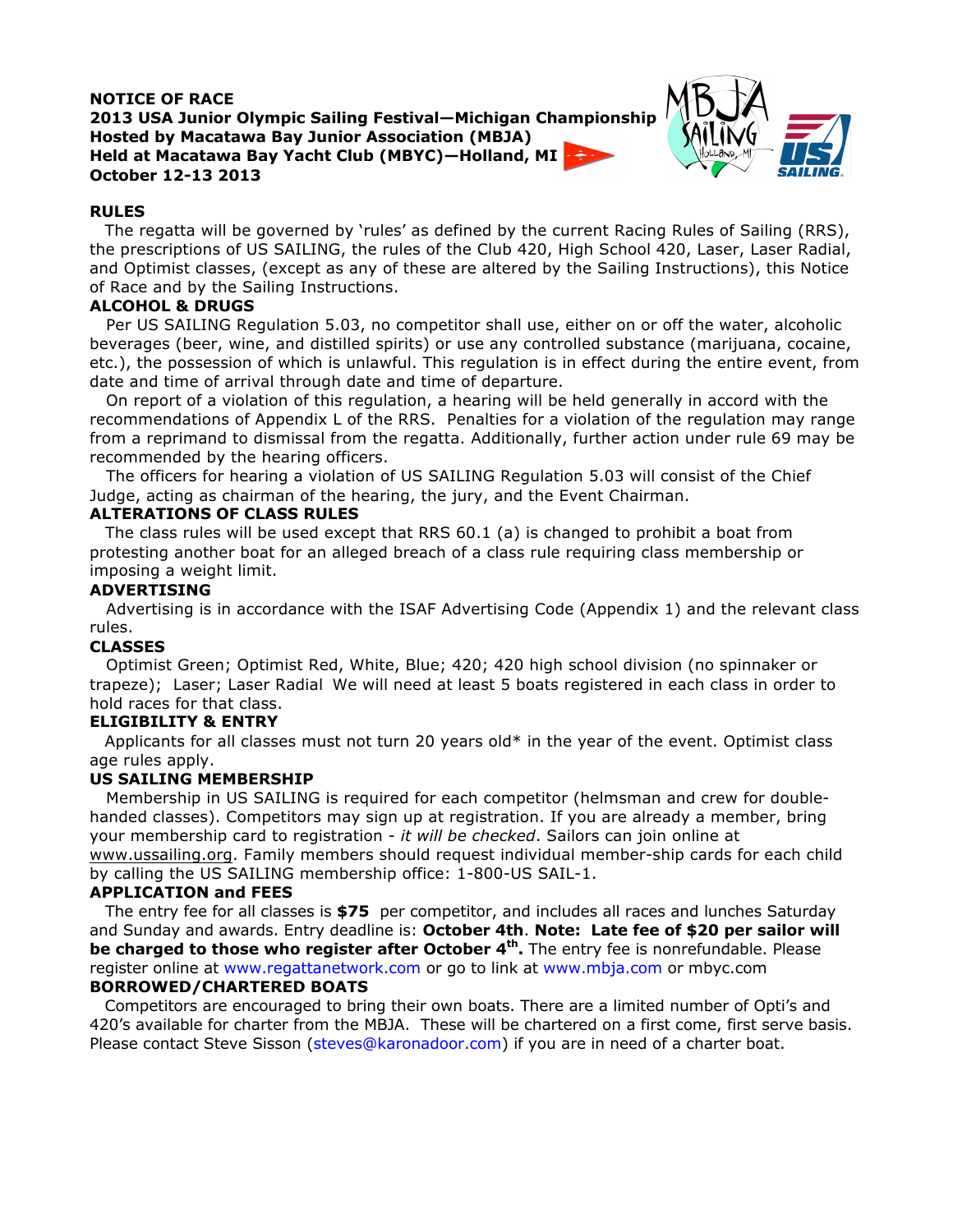**NOTICE OF RACE**
**2013 USA Junior Olympic Sailing Festival—Michigan Championship**
**Hosted by Macatawa Bay Junior Association (MBJA)**
**Held at Macatawa Bay Yacht Club (MBYC)—Holland, MI**
**October 12-13 2013**

**RULES**

The regatta will be governed by 'rules' as defined by the current Racing Rules of Sailing (RRS), the prescriptions of US SAILING, the rules of the Club 420, High School 420, Laser, Laser Radial, and Optimist classes, (except as any of these are altered by the Sailing Instructions), this Notice of Race and by the Sailing Instructions.

**ALCOHOL & DRUGS**

Per US SAILING Regulation 5.03, no competitor shall use, either on or off the water, alcoholic beverages (beer, wine, and distilled spirits) or use any controlled substance (marijuana, cocaine, etc.), the possession of which is unlawful. This regulation is in effect during the entire event, from date and time of arrival through date and time of departure.

On report of a violation of this regulation, a hearing will be held generally in accord with the recommendations of Appendix L of the RRS. Penalties for a violation of the regulation may range from a reprimand to dismissal from the regatta. Additionally, further action under rule 69 may be recommended by the hearing officers.

The officers for hearing a violation of US SAILING Regulation 5.03 will consist of the Chief Judge, acting as chairman of the hearing, the jury, and the Event Chairman.

**ALTERATIONS OF CLASS RULES**

The class rules will be used except that RRS 60.1 (a) is changed to prohibit a boat from protesting another boat for an alleged breach of a class rule requiring class membership or imposing a weight limit.

**ADVERTISING**

Advertising is in accordance with the ISAF Advertising Code (Appendix 1) and the relevant class rules.

**CLASSES**

Optimist Green; Optimist Red, White, Blue; 420; 420 high school division (no spinnaker or trapeze); Laser; Laser Radial We will need at least 5 boats registered in each class in order to hold races for that class.

**ELIGIBILITY & ENTRY**

Applicants for all classes must not turn 20 years old* in the year of the event. Optimist class age rules apply.

**US SAILING MEMBERSHIP**

Membership in US SAILING is required for each competitor (helmsman and crew for double-handed classes). Competitors may sign up at registration. If you are already a member, bring your membership card to registration - *it will be checked*. Sailors can join online at www.ussailing.org. Family members should request individual member-ship cards for each child by calling the US SAILING membership office: 1-800-US SAIL-1.

**APPLICATION and FEES**

The entry fee for all classes is **$75** per competitor, and includes all races and lunches Saturday and Sunday and awards. Entry deadline is: **October 4th**. **Note: Late fee of $20 per sailor will be charged to those who register after October 4th.** The entry fee is nonrefundable. Please register online at www.regattanetwork.com or go to link at www.mbja.com or mbyc.com

**BORROWED/CHARTERED BOATS**

Competitors are encouraged to bring their own boats. There are a limited number of Opti's and 420's available for charter from the MBJA. These will be chartered on a first come, first serve basis. Please contact Steve Sisson (steves@karonadoor.com) if you are in need of a charter boat.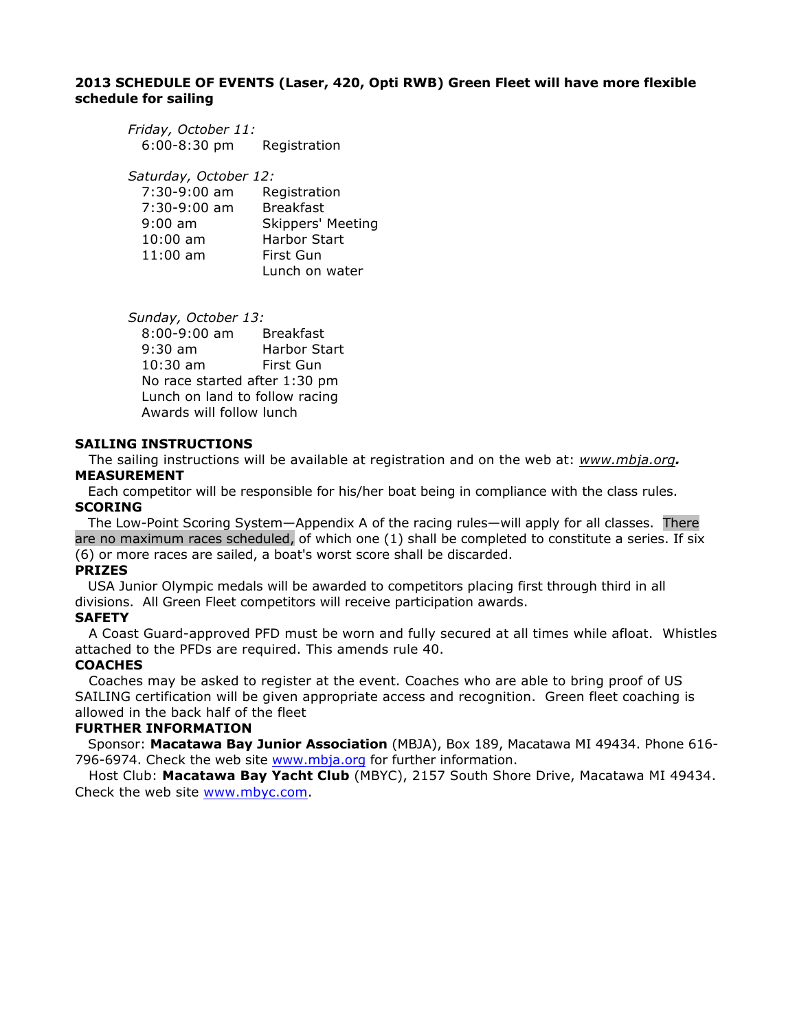**2013 SCHEDULE OF EVENTS (Laser, 420, Opti RWB) Green Fleet will have more flexible schedule for sailing**

*Friday, October 11:*
6:00-8:30 pm    Registration

*Saturday, October 12:*
7:30-9:00 am    Registration
7:30-9:00 am    Breakfast
9:00 am    Skippers' Meeting
10:00 am    Harbor Start
11:00 am    First Gun
Lunch on water

*Sunday, October 13:*
8:00-9:00 am    Breakfast
9:30 am    Harbor Start
10:30 am    First Gun
No race started after 1:30 pm
Lunch on land to follow racing
Awards will follow lunch

**SAILING INSTRUCTIONS**

The sailing instructions will be available at registration and on the web at: *www.mbja.org*.

**MEASUREMENT**

Each competitor will be responsible for his/her boat being in compliance with the class rules.

**SCORING**

The Low-Point Scoring System—Appendix A of the racing rules—will apply for all classes. There are no maximum races scheduled, of which one (1) shall be completed to constitute a series. If six (6) or more races are sailed, a boat's worst score shall be discarded.

**PRIZES**

USA Junior Olympic medals will be awarded to competitors placing first through third in all divisions. All Green Fleet competitors will receive participation awards.

**SAFETY**

A Coast Guard-approved PFD must be worn and fully secured at all times while afloat. Whistles attached to the PFDs are required. This amends rule 40.

**COACHES**

Coaches may be asked to register at the event. Coaches who are able to bring proof of US SAILING certification will be given appropriate access and recognition. Green fleet coaching is allowed in the back half of the fleet

**FURTHER INFORMATION**

Sponsor: **Macatawa Bay Junior Association** (MBJA), Box 189, Macatawa MI 49434. Phone 616-796-6974. Check the web site www.mbja.org for further information.

Host Club: **Macatawa Bay Yacht Club** (MBYC), 2157 South Shore Drive, Macatawa MI 49434. Check the web site www.mbyc.com.